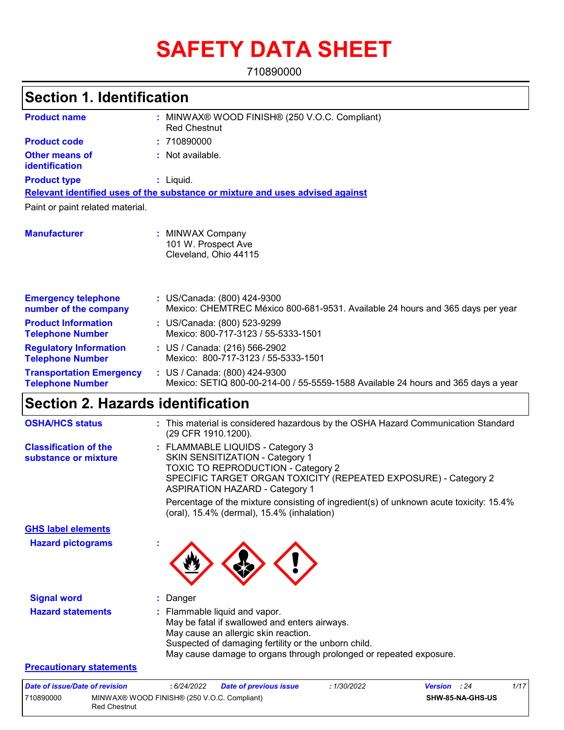# SAFETY DATA SHEET

710890000

## Section 1. Identification

**Product name** : MINWAX® WOOD FINISH® (250 V.O.C. Compliant)
Red Chestnut

**Product code** : 710890000

**Other means of identification** : Not available.

**Product type** : Liquid.

**Relevant identified uses of the substance or mixture and uses advised against**

Paint or paint related material.

**Manufacturer** : MINWAX Company
101 W. Prospect Ave
Cleveland, Ohio 44115

**Emergency telephone number of the company** : US/Canada: (800) 424-9300
Mexico: CHEMTREC México 800-681-9531. Available 24 hours and 365 days per year

**Product Information Telephone Number** : US/Canada: (800) 523-9299
Mexico: 800-717-3123 / 55-5333-1501

**Regulatory Information Telephone Number** : US / Canada: (216) 566-2902
Mexico: 800-717-3123 / 55-5333-1501

**Transportation Emergency Telephone Number** : US / Canada: (800) 424-9300
Mexico: SETIQ 800-00-214-00 / 55-5559-1588 Available 24 hours and 365 days a year

## Section 2. Hazards identification

**OSHA/HCS status** : This material is considered hazardous by the OSHA Hazard Communication Standard (29 CFR 1910.1200).

**Classification of the substance or mixture** : FLAMMABLE LIQUIDS - Category 3
SKIN SENSITIZATION - Category 1
TOXIC TO REPRODUCTION - Category 2
SPECIFIC TARGET ORGAN TOXICITY (REPEATED EXPOSURE) - Category 2
ASPIRATION HAZARD - Category 1

Percentage of the mixture consisting of ingredient(s) of unknown acute toxicity: 15.4% (oral), 15.4% (dermal), 15.4% (inhalation)

**GHS label elements**

**Hazard pictograms** :

**Signal word** : Danger

**Hazard statements** : Flammable liquid and vapor.
May be fatal if swallowed and enters airways.
May cause an allergic skin reaction.
Suspected of damaging fertility or the unborn child.
May cause damage to organs through prolonged or repeated exposure.

**Precautionary statements**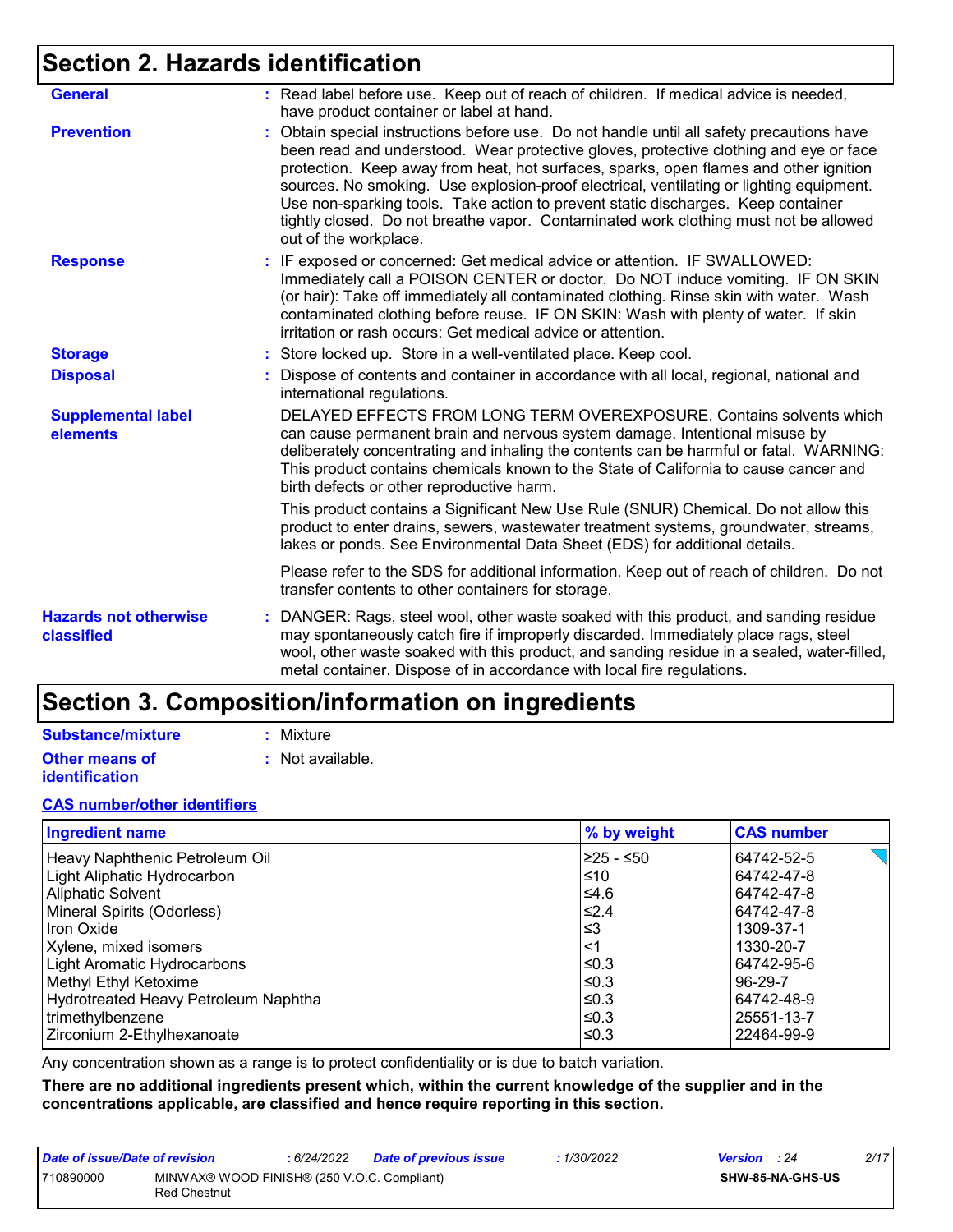## Section 2. Hazards identification

**General** : Read label before use. Keep out of reach of children. If medical advice is needed, have product container or label at hand.

**Prevention** : Obtain special instructions before use. Do not handle until all safety precautions have been read and understood. Wear protective gloves, protective clothing and eye or face protection. Keep away from heat, hot surfaces, sparks, open flames and other ignition sources. No smoking. Use explosion-proof electrical, ventilating or lighting equipment. Use non-sparking tools. Take action to prevent static discharges. Keep container tightly closed. Do not breathe vapor. Contaminated work clothing must not be allowed out of the workplace.

**Response** : IF exposed or concerned: Get medical advice or attention. IF SWALLOWED: Immediately call a POISON CENTER or doctor. Do NOT induce vomiting. IF ON SKIN (or hair): Take off immediately all contaminated clothing. Rinse skin with water. Wash contaminated clothing before reuse. IF ON SKIN: Wash with plenty of water. If skin irritation or rash occurs: Get medical advice or attention.

**Storage** : Store locked up. Store in a well-ventilated place. Keep cool.

**Disposal** : Dispose of contents and container in accordance with all local, regional, national and international regulations.

**Supplemental label elements**

DELAYED EFFECTS FROM LONG TERM OVEREXPOSURE. Contains solvents which can cause permanent brain and nervous system damage. Intentional misuse by deliberately concentrating and inhaling the contents can be harmful or fatal. WARNING: This product contains chemicals known to the State of California to cause cancer and birth defects or other reproductive harm.

This product contains a Significant New Use Rule (SNUR) Chemical. Do not allow this product to enter drains, sewers, wastewater treatment systems, groundwater, streams, lakes or ponds. See Environmental Data Sheet (EDS) for additional details.

Please refer to the SDS for additional information. Keep out of reach of children. Do not transfer contents to other containers for storage.

**Hazards not otherwise classified** : DANGER: Rags, steel wool, other waste soaked with this product, and sanding residue may spontaneously catch fire if improperly discarded. Immediately place rags, steel wool, other waste soaked with this product, and sanding residue in a sealed, water-filled, metal container. Dispose of in accordance with local fire regulations.

## Section 3. Composition/information on ingredients

**Substance/mixture** : Mixture

**Other means of identification** : Not available.

**CAS number/other identifiers**

| Ingredient name | % by weight | CAS number |
|---|---|---|
| Heavy Naphthenic Petroleum Oil | ≥25 - ≤50 | 64742-52-5 |
| Light Aliphatic Hydrocarbon | ≤10 | 64742-47-8 |
| Aliphatic Solvent | ≤4.6 | 64742-47-8 |
| Mineral Spirits (Odorless) | ≤2.4 | 64742-47-8 |
| Iron Oxide | ≤3 | 1309-37-1 |
| Xylene, mixed isomers | <1 | 1330-20-7 |
| Light Aromatic Hydrocarbons | ≤0.3 | 64742-95-6 |
| Methyl Ethyl Ketoxime | ≤0.3 | 96-29-7 |
| Hydrotreated Heavy Petroleum Naphtha | ≤0.3 | 64742-48-9 |
| trimethylbenzene | ≤0.3 | 25551-13-7 |
| Zirconium 2-Ethylhexanoate | ≤0.3 | 22464-99-9 |

Any concentration shown as a range is to protect confidentiality or is due to batch variation.

**There are no additional ingredients present which, within the current knowledge of the supplier and in the concentrations applicable, are classified and hence require reporting in this section.**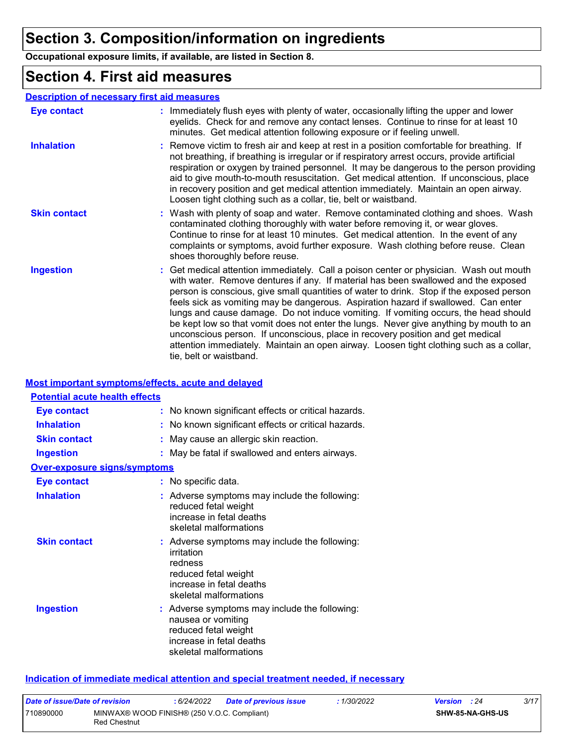# Section 3. Composition/information on ingredients

**Occupational exposure limits, if available, are listed in Section 8.**

# Section 4. First aid measures

## Description of necessary first aid measures

**Eye contact** : Immediately flush eyes with plenty of water, occasionally lifting the upper and lower eyelids. Check for and remove any contact lenses. Continue to rinse for at least 10 minutes. Get medical attention following exposure or if feeling unwell.

**Inhalation** : Remove victim to fresh air and keep at rest in a position comfortable for breathing. If not breathing, if breathing is irregular or if respiratory arrest occurs, provide artificial respiration or oxygen by trained personnel. It may be dangerous to the person providing aid to give mouth-to-mouth resuscitation. Get medical attention. If unconscious, place in recovery position and get medical attention immediately. Maintain an open airway. Loosen tight clothing such as a collar, tie, belt or waistband.

**Skin contact** : Wash with plenty of soap and water. Remove contaminated clothing and shoes. Wash contaminated clothing thoroughly with water before removing it, or wear gloves. Continue to rinse for at least 10 minutes. Get medical attention. In the event of any complaints or symptoms, avoid further exposure. Wash clothing before reuse. Clean shoes thoroughly before reuse.

**Ingestion** : Get medical attention immediately. Call a poison center or physician. Wash out mouth with water. Remove dentures if any. If material has been swallowed and the exposed person is conscious, give small quantities of water to drink. Stop if the exposed person feels sick as vomiting may be dangerous. Aspiration hazard if swallowed. Can enter lungs and cause damage. Do not induce vomiting. If vomiting occurs, the head should be kept low so that vomit does not enter the lungs. Never give anything by mouth to an unconscious person. If unconscious, place in recovery position and get medical attention immediately. Maintain an open airway. Loosen tight clothing such as a collar, tie, belt or waistband.

## Most important symptoms/effects, acute and delayed

### Potential acute health effects

**Eye contact** : No known significant effects or critical hazards.

**Inhalation** : No known significant effects or critical hazards.

**Skin contact** : May cause an allergic skin reaction.

**Ingestion** : May be fatal if swallowed and enters airways.

### Over-exposure signs/symptoms

**Eye contact** : No specific data.

**Inhalation** : Adverse symptoms may include the following:
reduced fetal weight
increase in fetal deaths
skeletal malformations

**Skin contact** : Adverse symptoms may include the following:
irritation
redness
reduced fetal weight
increase in fetal deaths
skeletal malformations

**Ingestion** : Adverse symptoms may include the following:
nausea or vomiting
reduced fetal weight
increase in fetal deaths
skeletal malformations

## Indication of immediate medical attention and special treatment needed, if necessary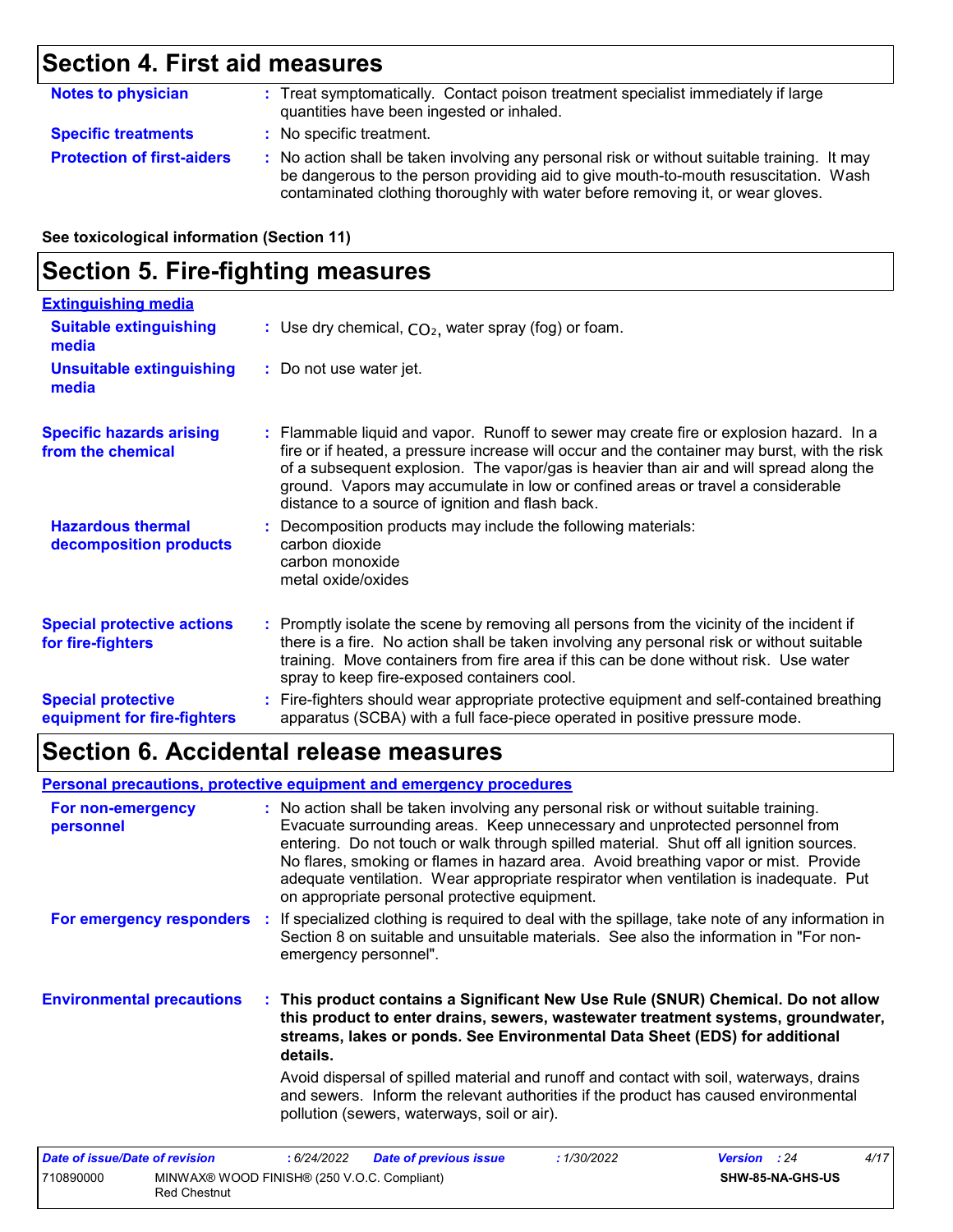## Section 4. First aid measures

**Notes to physician** : Treat symptomatically. Contact poison treatment specialist immediately if large quantities have been ingested or inhaled.

**Specific treatments** : No specific treatment.

**Protection of first-aiders** : No action shall be taken involving any personal risk or without suitable training. It may be dangerous to the person providing aid to give mouth-to-mouth resuscitation. Wash contaminated clothing thoroughly with water before removing it, or wear gloves.

**See toxicological information (Section 11)**

## Section 5. Fire-fighting measures

**Extinguishing media**

**Suitable extinguishing media** : Use dry chemical, $CO_2$, water spray (fog) or foam.

**Unsuitable extinguishing media** : Do not use water jet.

**Specific hazards arising from the chemical** : Flammable liquid and vapor. Runoff to sewer may create fire or explosion hazard. In a fire or if heated, a pressure increase will occur and the container may burst, with the risk of a subsequent explosion. The vapor/gas is heavier than air and will spread along the ground. Vapors may accumulate in low or confined areas or travel a considerable distance to a source of ignition and flash back.

**Hazardous thermal decomposition products** : Decomposition products may include the following materials:
carbon dioxide
carbon monoxide
metal oxide/oxides

**Special protective actions for fire-fighters** : Promptly isolate the scene by removing all persons from the vicinity of the incident if there is a fire. No action shall be taken involving any personal risk or without suitable training. Move containers from fire area if this can be done without risk. Use water spray to keep fire-exposed containers cool.

**Special protective equipment for fire-fighters** : Fire-fighters should wear appropriate protective equipment and self-contained breathing apparatus (SCBA) with a full face-piece operated in positive pressure mode.

## Section 6. Accidental release measures

**Personal precautions, protective equipment and emergency procedures**

**For non-emergency personnel** : No action shall be taken involving any personal risk or without suitable training. Evacuate surrounding areas. Keep unnecessary and unprotected personnel from entering. Do not touch or walk through spilled material. Shut off all ignition sources. No flares, smoking or flames in hazard area. Avoid breathing vapor or mist. Provide adequate ventilation. Wear appropriate respirator when ventilation is inadequate. Put on appropriate personal protective equipment.

**For emergency responders** : If specialized clothing is required to deal with the spillage, take note of any information in Section 8 on suitable and unsuitable materials. See also the information in "For non-emergency personnel".

**Environmental precautions** : **This product contains a Significant New Use Rule (SNUR) Chemical. Do not allow this product to enter drains, sewers, wastewater treatment systems, groundwater, streams, lakes or ponds. See Environmental Data Sheet (EDS) for additional details.**

Avoid dispersal of spilled material and runoff and contact with soil, waterways, drains and sewers. Inform the relevant authorities if the product has caused environmental pollution (sewers, waterways, soil or air).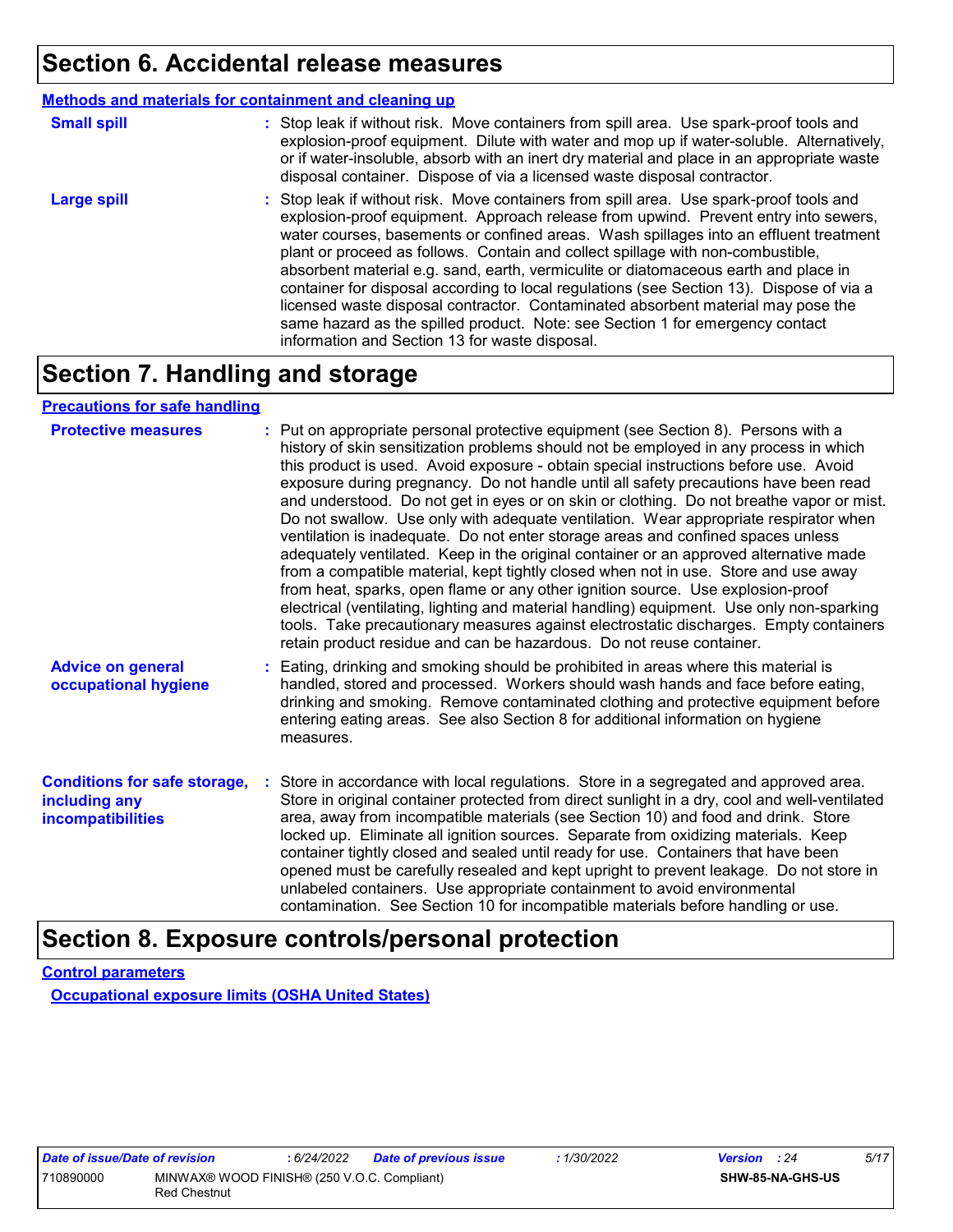## Section 6. Accidental release measures

**Methods and materials for containment and cleaning up**

**Small spill** : Stop leak if without risk. Move containers from spill area. Use spark-proof tools and explosion-proof equipment. Dilute with water and mop up if water-soluble. Alternatively, or if water-insoluble, absorb with an inert dry material and place in an appropriate waste disposal container. Dispose of via a licensed waste disposal contractor.

**Large spill** : Stop leak if without risk. Move containers from spill area. Use spark-proof tools and explosion-proof equipment. Approach release from upwind. Prevent entry into sewers, water courses, basements or confined areas. Wash spillages into an effluent treatment plant or proceed as follows. Contain and collect spillage with non-combustible, absorbent material e.g. sand, earth, vermiculite or diatomaceous earth and place in container for disposal according to local regulations (see Section 13). Dispose of via a licensed waste disposal contractor. Contaminated absorbent material may pose the same hazard as the spilled product. Note: see Section 1 for emergency contact information and Section 13 for waste disposal.

## Section 7. Handling and storage

**Precautions for safe handling**

**Protective measures** : Put on appropriate personal protective equipment (see Section 8). Persons with a history of skin sensitization problems should not be employed in any process in which this product is used. Avoid exposure - obtain special instructions before use. Avoid exposure during pregnancy. Do not handle until all safety precautions have been read and understood. Do not get in eyes or on skin or clothing. Do not breathe vapor or mist. Do not swallow. Use only with adequate ventilation. Wear appropriate respirator when ventilation is inadequate. Do not enter storage areas and confined spaces unless adequately ventilated. Keep in the original container or an approved alternative made from a compatible material, kept tightly closed when not in use. Store and use away from heat, sparks, open flame or any other ignition source. Use explosion-proof electrical (ventilating, lighting and material handling) equipment. Use only non-sparking tools. Take precautionary measures against electrostatic discharges. Empty containers retain product residue and can be hazardous. Do not reuse container.

**Advice on general occupational hygiene** : Eating, drinking and smoking should be prohibited in areas where this material is handled, stored and processed. Workers should wash hands and face before eating, drinking and smoking. Remove contaminated clothing and protective equipment before entering eating areas. See also Section 8 for additional information on hygiene measures.

**Conditions for safe storage, including any incompatibilities** : Store in accordance with local regulations. Store in a segregated and approved area. Store in original container protected from direct sunlight in a dry, cool and well-ventilated area, away from incompatible materials (see Section 10) and food and drink. Store locked up. Eliminate all ignition sources. Separate from oxidizing materials. Keep container tightly closed and sealed until ready for use. Containers that have been opened must be carefully resealed and kept upright to prevent leakage. Do not store in unlabeled containers. Use appropriate containment to avoid environmental contamination. See Section 10 for incompatible materials before handling or use.

## Section 8. Exposure controls/personal protection

**Control parameters**

**Occupational exposure limits (OSHA United States)**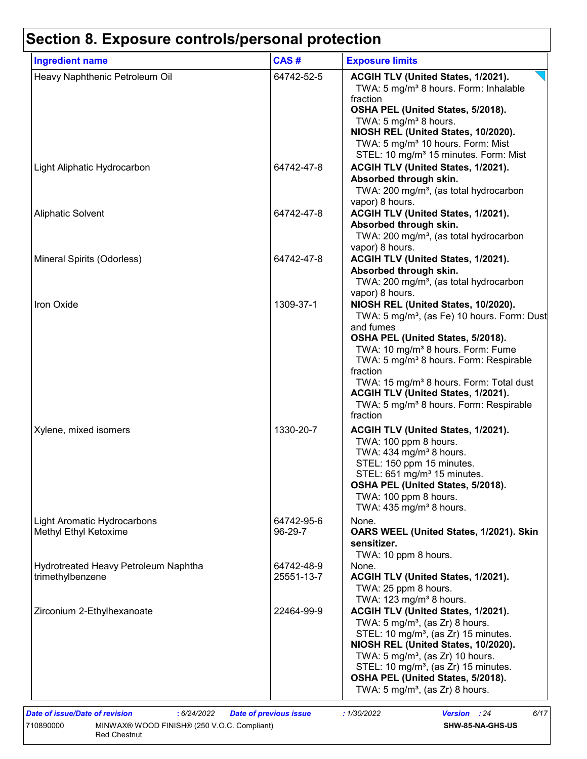# Section 8. Exposure controls/personal protection

| Ingredient name | CAS # | Exposure limits |
| --- | --- | --- |
| Heavy Naphthenic Petroleum Oil | 64742-52-5 | **ACGIH TLV (United States, 1/2021).**<br>TWA: 5 mg/m³ 8 hours. Form: Inhalable fraction<br>**OSHA PEL (United States, 5/2018).**<br>TWA: 5 mg/m³ 8 hours.<br>**NIOSH REL (United States, 10/2020).**<br>TWA: 5 mg/m³ 10 hours. Form: Mist<br>STEL: 10 mg/m³ 15 minutes. Form: Mist |
| Light Aliphatic Hydrocarbon | 64742-47-8 | **ACGIH TLV (United States, 1/2021). Absorbed through skin.**<br>TWA: 200 mg/m³, (as total hydrocarbon vapor) 8 hours. |
| Aliphatic Solvent | 64742-47-8 | **ACGIH TLV (United States, 1/2021). Absorbed through skin.**<br>TWA: 200 mg/m³, (as total hydrocarbon vapor) 8 hours. |
| Mineral Spirits (Odorless) | 64742-47-8 | **ACGIH TLV (United States, 1/2021). Absorbed through skin.**<br>TWA: 200 mg/m³, (as total hydrocarbon vapor) 8 hours. |
| Iron Oxide | 1309-37-1 | **NIOSH REL (United States, 10/2020).**<br>TWA: 5 mg/m³, (as Fe) 10 hours. Form: Dust and fumes<br>**OSHA PEL (United States, 5/2018).**<br>TWA: 10 mg/m³ 8 hours. Form: Fume<br>TWA: 5 mg/m³ 8 hours. Form: Respirable fraction<br>TWA: 15 mg/m³ 8 hours. Form: Total dust<br>**ACGIH TLV (United States, 1/2021).**<br>TWA: 5 mg/m³ 8 hours. Form: Respirable fraction |
| Xylene, mixed isomers | 1330-20-7 | **ACGIH TLV (United States, 1/2021).**<br>TWA: 100 ppm 8 hours.<br>TWA: 434 mg/m³ 8 hours.<br>STEL: 150 ppm 15 minutes.<br>STEL: 651 mg/m³ 15 minutes.<br>**OSHA PEL (United States, 5/2018).**<br>TWA: 100 ppm 8 hours.<br>TWA: 435 mg/m³ 8 hours. |
| Light Aromatic Hydrocarbons | 64742-95-6 | None. |
| Methyl Ethyl Ketoxime | 96-29-7 | **OARS WEEL (United States, 1/2021). Skin sensitizer.**<br>TWA: 10 ppm 8 hours. |
| Hydrotreated Heavy Petroleum Naphtha | 64742-48-9 | None. |
| trimethylbenzene | 25551-13-7 | **ACGIH TLV (United States, 1/2021).**<br>TWA: 25 ppm 8 hours.<br>TWA: 123 mg/m³ 8 hours. |
| Zirconium 2-Ethylhexanoate | 22464-99-9 | **ACGIH TLV (United States, 1/2021).**<br>TWA: 5 mg/m³, (as Zr) 8 hours.<br>STEL: 10 mg/m³, (as Zr) 15 minutes.<br>**NIOSH REL (United States, 10/2020).**<br>TWA: 5 mg/m³, (as Zr) 10 hours.<br>STEL: 10 mg/m³, (as Zr) 15 minutes.<br>**OSHA PEL (United States, 5/2018).**<br>TWA: 5 mg/m³, (as Zr) 8 hours. |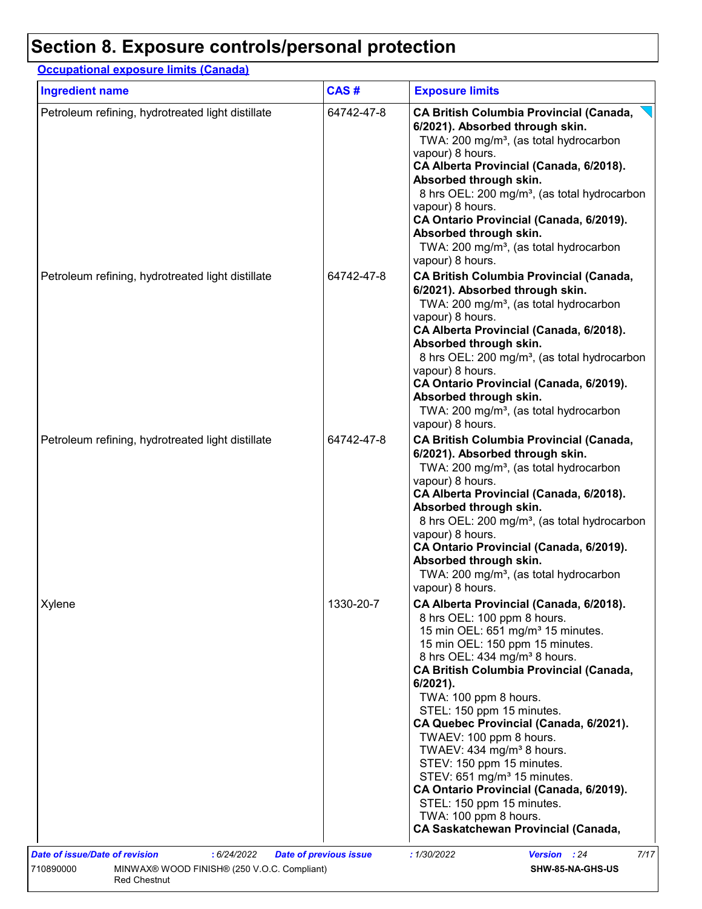# Section 8. Exposure controls/personal protection

**Occupational exposure limits (Canada)**

| Ingredient name | CAS # | Exposure limits |
| --- | --- | --- |
| Petroleum refining, hydrotreated light distillate | 64742-47-8 | **CA British Columbia Provincial (Canada, 6/2021). Absorbed through skin.**<br>TWA: 200 mg/m³, (as total hydrocarbon vapour) 8 hours.<br>**CA Alberta Provincial (Canada, 6/2018). Absorbed through skin.**<br>8 hrs OEL: 200 mg/m³, (as total hydrocarbon vapour) 8 hours.<br>**CA Ontario Provincial (Canada, 6/2019). Absorbed through skin.**<br>TWA: 200 mg/m³, (as total hydrocarbon vapour) 8 hours. |
| Petroleum refining, hydrotreated light distillate | 64742-47-8 | **CA British Columbia Provincial (Canada, 6/2021). Absorbed through skin.**<br>TWA: 200 mg/m³, (as total hydrocarbon vapour) 8 hours.<br>**CA Alberta Provincial (Canada, 6/2018). Absorbed through skin.**<br>8 hrs OEL: 200 mg/m³, (as total hydrocarbon vapour) 8 hours.<br>**CA Ontario Provincial (Canada, 6/2019). Absorbed through skin.**<br>TWA: 200 mg/m³, (as total hydrocarbon vapour) 8 hours. |
| Petroleum refining, hydrotreated light distillate | 64742-47-8 | **CA British Columbia Provincial (Canada, 6/2021). Absorbed through skin.**<br>TWA: 200 mg/m³, (as total hydrocarbon vapour) 8 hours.<br>**CA Alberta Provincial (Canada, 6/2018). Absorbed through skin.**<br>8 hrs OEL: 200 mg/m³, (as total hydrocarbon vapour) 8 hours.<br>**CA Ontario Provincial (Canada, 6/2019). Absorbed through skin.**<br>TWA: 200 mg/m³, (as total hydrocarbon vapour) 8 hours. |
| Xylene | 1330-20-7 | **CA Alberta Provincial (Canada, 6/2018).**<br>8 hrs OEL: 100 ppm 8 hours.<br>15 min OEL: 651 mg/m³ 15 minutes.<br>15 min OEL: 150 ppm 15 minutes.<br>8 hrs OEL: 434 mg/m³ 8 hours.<br>**CA British Columbia Provincial (Canada, 6/2021).**<br>TWA: 100 ppm 8 hours.<br>STEL: 150 ppm 15 minutes.<br>**CA Quebec Provincial (Canada, 6/2021).**<br>TWAEV: 100 ppm 8 hours.<br>TWAEV: 434 mg/m³ 8 hours.<br>STEV: 150 ppm 15 minutes.<br>STEV: 651 mg/m³ 15 minutes.<br>**CA Ontario Provincial (Canada, 6/2019).**<br>STEL: 150 ppm 15 minutes.<br>TWA: 100 ppm 8 hours.<br>**CA Saskatchewan Provincial (Canada,** |

*Date of issue/Date of revision* : 6/24/2022 *Date of previous issue* : 1/30/2022 *Version* : 24

710890000 MINWAX® WOOD FINISH® (250 V.O.C. Compliant) Red Chestnut **SHW-85-NA-GHS-US**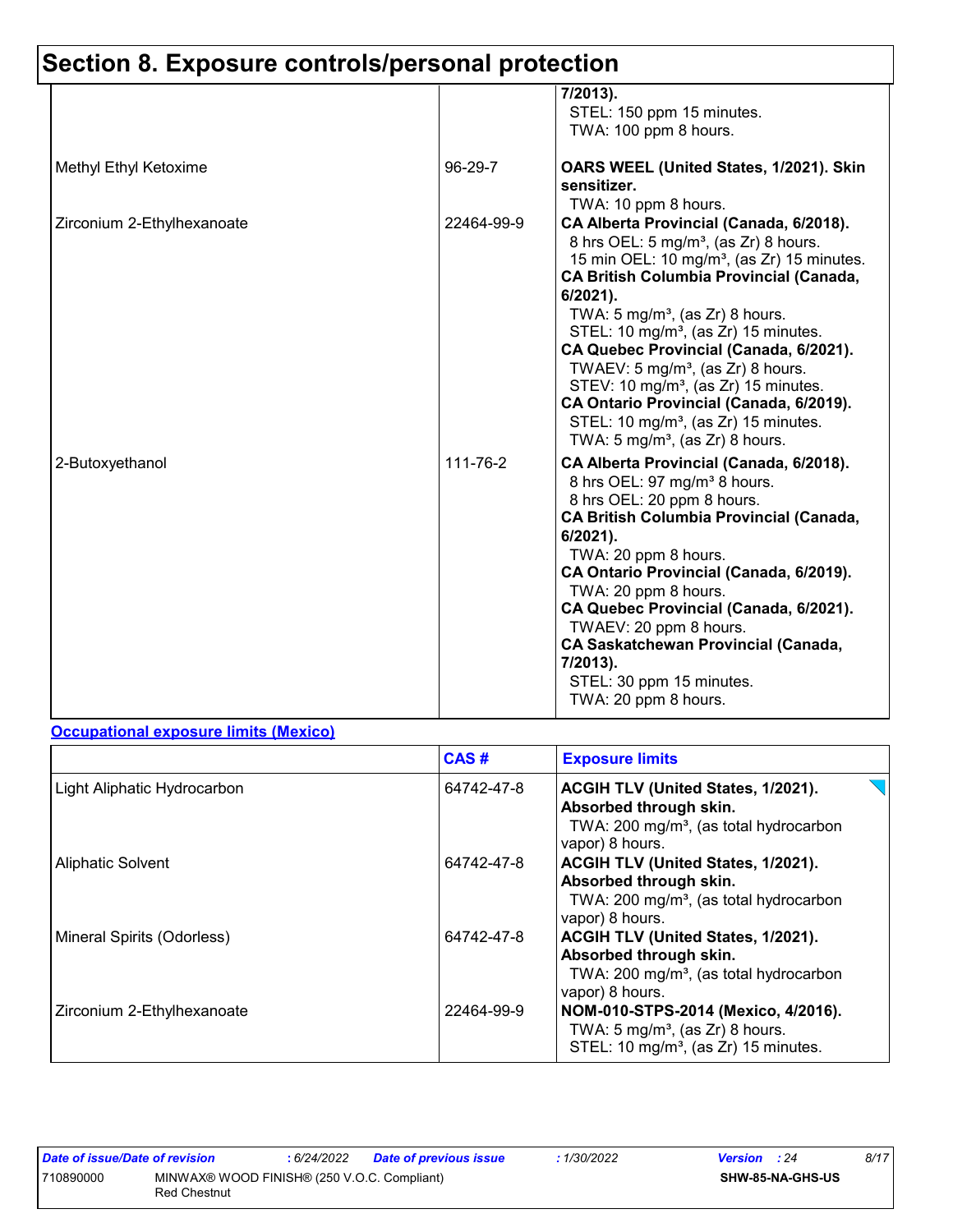# Section 8. Exposure controls/personal protection

| | | |
|---|---|---|
| | | **7/2013).**<br>STEL: 150 ppm 15 minutes.<br>TWA: 100 ppm 8 hours. |
| Methyl Ethyl Ketoxime | 96-29-7 | **OARS WEEL (United States, 1/2021). Skin sensitizer.**<br>TWA: 10 ppm 8 hours. |
| Zirconium 2-Ethylhexanoate | 22464-99-9 | **CA Alberta Provincial (Canada, 6/2018).**<br>8 hrs OEL: 5 mg/m³, (as Zr) 8 hours.<br>15 min OEL: 10 mg/m³, (as Zr) 15 minutes.<br>**CA British Columbia Provincial (Canada, 6/2021).**<br>TWA: 5 mg/m³, (as Zr) 8 hours.<br>STEL: 10 mg/m³, (as Zr) 15 minutes.<br>**CA Quebec Provincial (Canada, 6/2021).**<br>TWAEV: 5 mg/m³, (as Zr) 8 hours.<br>STEV: 10 mg/m³, (as Zr) 15 minutes.<br>**CA Ontario Provincial (Canada, 6/2019).**<br>STEL: 10 mg/m³, (as Zr) 15 minutes.<br>TWA: 5 mg/m³, (as Zr) 8 hours. |
| 2-Butoxyethanol | 111-76-2 | **CA Alberta Provincial (Canada, 6/2018).**<br>8 hrs OEL: 97 mg/m³ 8 hours.<br>8 hrs OEL: 20 ppm 8 hours.<br>**CA British Columbia Provincial (Canada, 6/2021).**<br>TWA: 20 ppm 8 hours.<br>**CA Ontario Provincial (Canada, 6/2019).**<br>TWA: 20 ppm 8 hours.<br>**CA Quebec Provincial (Canada, 6/2021).**<br>TWAEV: 20 ppm 8 hours.<br>**CA Saskatchewan Provincial (Canada, 7/2013).**<br>STEL: 30 ppm 15 minutes.<br>TWA: 20 ppm 8 hours. |

**Occupational exposure limits (Mexico)**

| | CAS # | Exposure limits |
|---|---|---|
| Light Aliphatic Hydrocarbon | 64742-47-8 | **ACGIH TLV (United States, 1/2021). Absorbed through skin.**<br>TWA: 200 mg/m³, (as total hydrocarbon vapor) 8 hours. |
| Aliphatic Solvent | 64742-47-8 | **ACGIH TLV (United States, 1/2021). Absorbed through skin.**<br>TWA: 200 mg/m³, (as total hydrocarbon vapor) 8 hours. |
| Mineral Spirits (Odorless) | 64742-47-8 | **ACGIH TLV (United States, 1/2021). Absorbed through skin.**<br>TWA: 200 mg/m³, (as total hydrocarbon vapor) 8 hours. |
| Zirconium 2-Ethylhexanoate | 22464-99-9 | **NOM-010-STPS-2014 (Mexico, 4/2016).**<br>TWA: 5 mg/m³, (as Zr) 8 hours.<br>STEL: 10 mg/m³, (as Zr) 15 minutes. |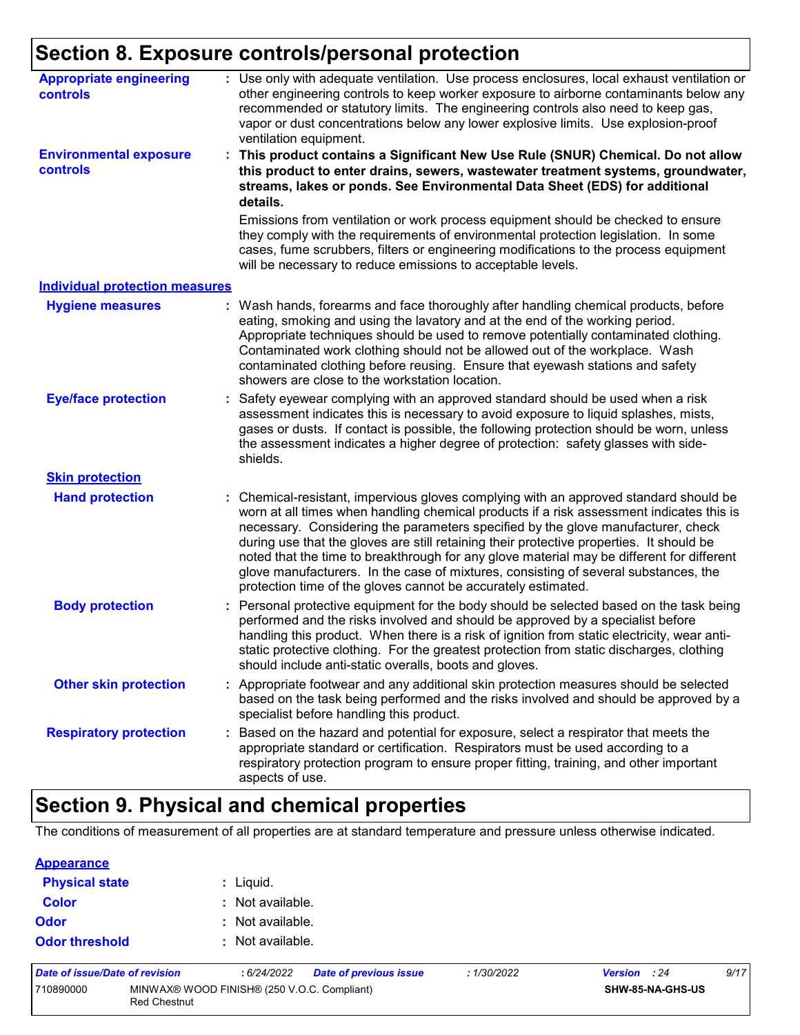## Section 8. Exposure controls/personal protection

**Appropriate engineering controls** : Use only with adequate ventilation. Use process enclosures, local exhaust ventilation or other engineering controls to keep worker exposure to airborne contaminants below any recommended or statutory limits. The engineering controls also need to keep gas, vapor or dust concentrations below any lower explosive limits. Use explosion-proof ventilation equipment.

**Environmental exposure controls** : **This product contains a Significant New Use Rule (SNUR) Chemical. Do not allow this product to enter drains, sewers, wastewater treatment systems, groundwater, streams, lakes or ponds. See Environmental Data Sheet (EDS) for additional details.**

Emissions from ventilation or work process equipment should be checked to ensure they comply with the requirements of environmental protection legislation. In some cases, fume scrubbers, filters or engineering modifications to the process equipment will be necessary to reduce emissions to acceptable levels.

### Individual protection measures

**Hygiene measures** : Wash hands, forearms and face thoroughly after handling chemical products, before eating, smoking and using the lavatory and at the end of the working period. Appropriate techniques should be used to remove potentially contaminated clothing. Contaminated work clothing should not be allowed out of the workplace. Wash contaminated clothing before reusing. Ensure that eyewash stations and safety showers are close to the workstation location.

**Eye/face protection** : Safety eyewear complying with an approved standard should be used when a risk assessment indicates this is necessary to avoid exposure to liquid splashes, mists, gases or dusts. If contact is possible, the following protection should be worn, unless the assessment indicates a higher degree of protection: safety glasses with side-shields.

#### Skin protection

**Hand protection** : Chemical-resistant, impervious gloves complying with an approved standard should be worn at all times when handling chemical products if a risk assessment indicates this is necessary. Considering the parameters specified by the glove manufacturer, check during use that the gloves are still retaining their protective properties. It should be noted that the time to breakthrough for any glove material may be different for different glove manufacturers. In the case of mixtures, consisting of several substances, the protection time of the gloves cannot be accurately estimated.

**Body protection** : Personal protective equipment for the body should be selected based on the task being performed and the risks involved and should be approved by a specialist before handling this product. When there is a risk of ignition from static electricity, wear anti-static protective clothing. For the greatest protection from static discharges, clothing should include anti-static overalls, boots and gloves.

**Other skin protection** : Appropriate footwear and any additional skin protection measures should be selected based on the task being performed and the risks involved and should be approved by a specialist before handling this product.

**Respiratory protection** : Based on the hazard and potential for exposure, select a respirator that meets the appropriate standard or certification. Respirators must be used according to a respiratory protection program to ensure proper fitting, training, and other important aspects of use.

## Section 9. Physical and chemical properties

The conditions of measurement of all properties are at standard temperature and pressure unless otherwise indicated.

### Appearance

**Physical state** : Liquid.

**Color** : Not available.

**Odor** : Not available.

**Odor threshold** : Not available.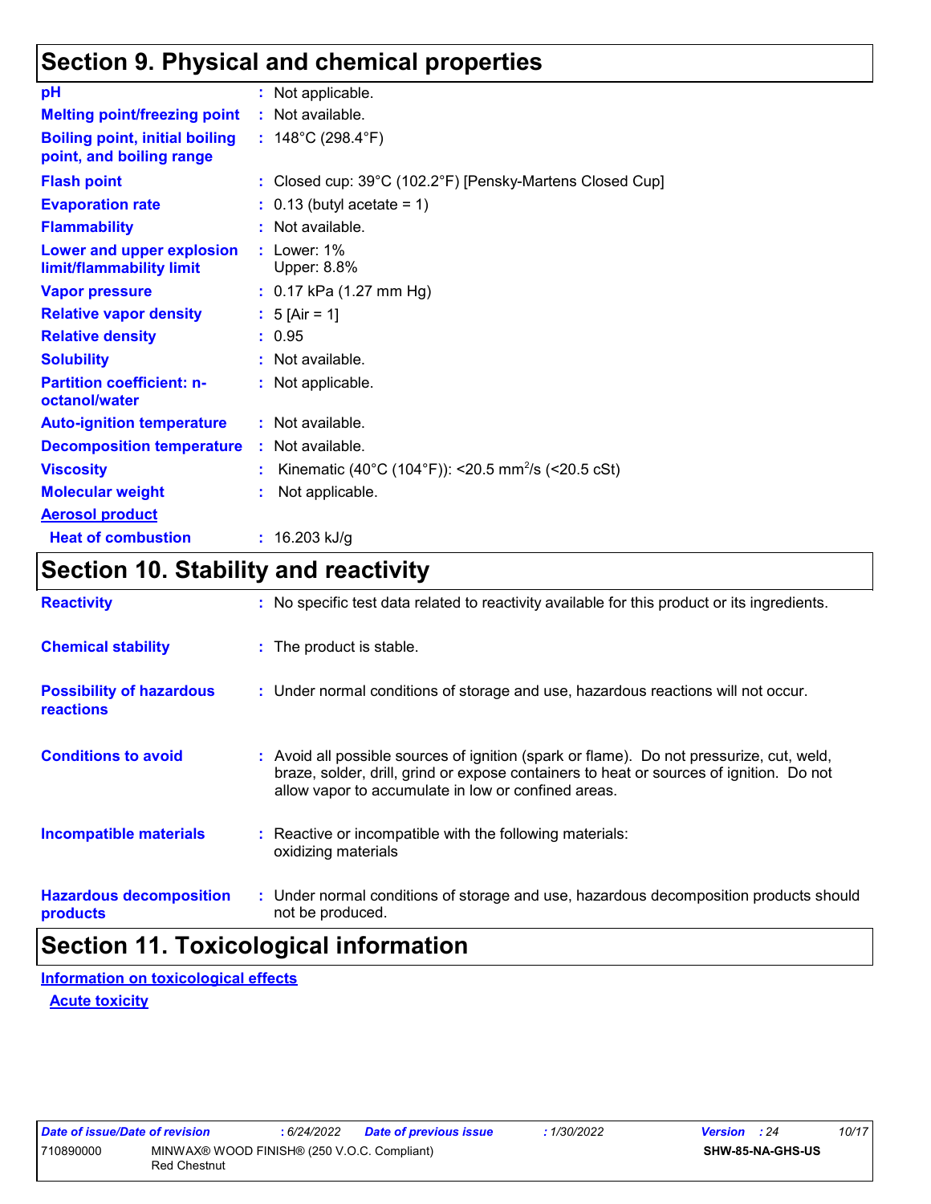## Section 9. Physical and chemical properties

| | |
|---|---|
| **pH** | : Not applicable. |
| **Melting point/freezing point** | : Not available. |
| **Boiling point, initial boiling point, and boiling range** | : 148°C (298.4°F) |
| **Flash point** | : Closed cup: 39°C (102.2°F) [Pensky-Martens Closed Cup] |
| **Evaporation rate** | : 0.13 (butyl acetate = 1) |
| **Flammability** | : Not available. |
| **Lower and upper explosion limit/flammability limit** | : Lower: 1%<br>Upper: 8.8% |
| **Vapor pressure** | : 0.17 kPa (1.27 mm Hg) |
| **Relative vapor density** | : 5 [Air = 1] |
| **Relative density** | : 0.95 |
| **Solubility** | : Not available. |
| **Partition coefficient: n-octanol/water** | : Not applicable. |
| **Auto-ignition temperature** | : Not available. |
| **Decomposition temperature** | : Not available. |
| **Viscosity** | : Kinematic (40°C (104°F)): <20.5 $mm^2/s$ (<20.5 cSt) |
| **Molecular weight** | : Not applicable. |
| **Aerosol product** | |
| **Heat of combustion** | : 16.203 kJ/g |

## Section 10. Stability and reactivity

| | |
|---|---|
| **Reactivity** | : No specific test data related to reactivity available for this product or its ingredients. |
| **Chemical stability** | : The product is stable. |
| **Possibility of hazardous reactions** | : Under normal conditions of storage and use, hazardous reactions will not occur. |
| **Conditions to avoid** | : Avoid all possible sources of ignition (spark or flame). Do not pressurize, cut, weld, braze, solder, drill, grind or expose containers to heat or sources of ignition. Do not allow vapor to accumulate in low or confined areas. |
| **Incompatible materials** | : Reactive or incompatible with the following materials:<br>oxidizing materials |
| **Hazardous decomposition products** | : Under normal conditions of storage and use, hazardous decomposition products should not be produced. |

## Section 11. Toxicological information

**Information on toxicological effects**

**Acute toxicity**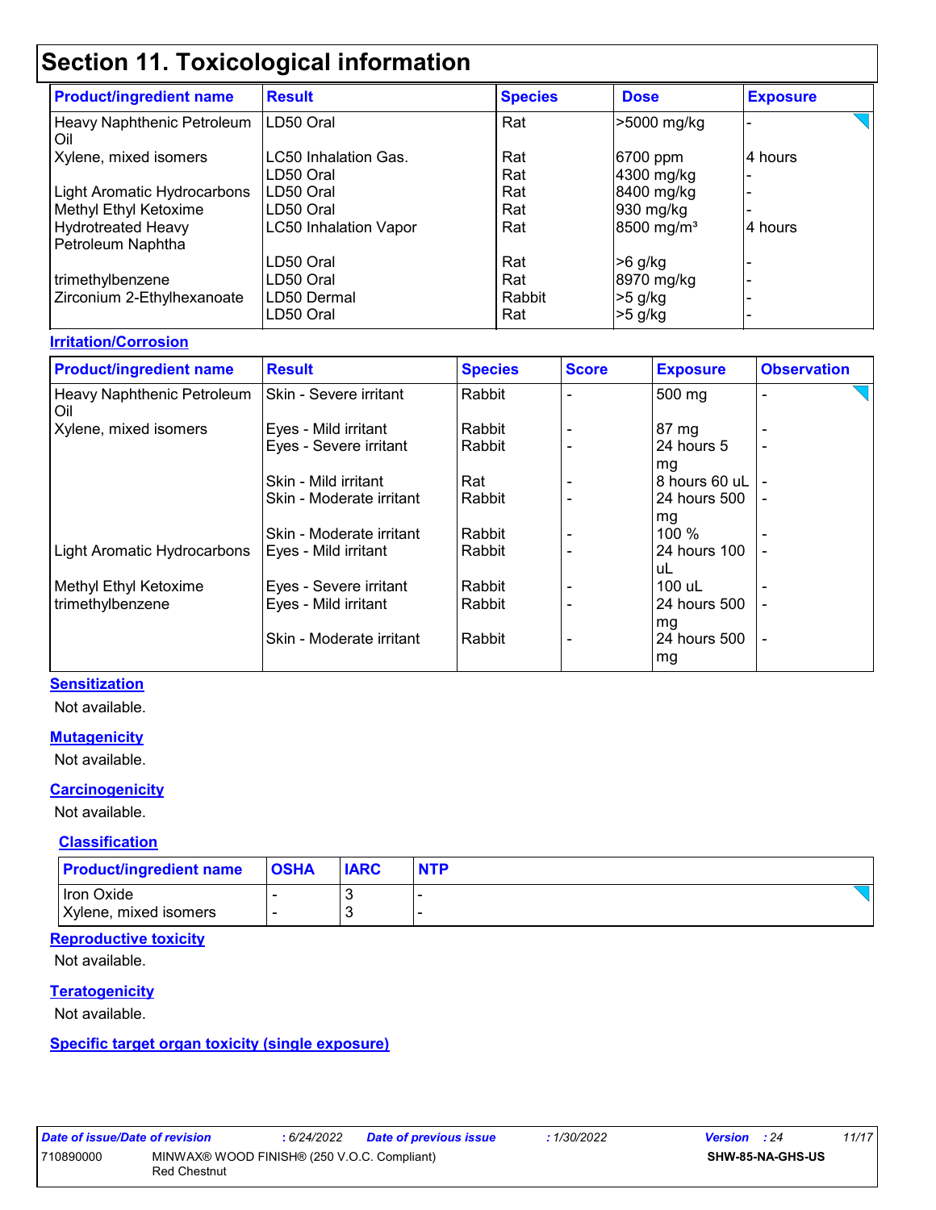# Section 11. Toxicological information

| Product/ingredient name | Result | Species | Dose | Exposure |
|---|---|---|---|---|
| Heavy Naphthenic Petroleum Oil | LD50 Oral | Rat | >5000 mg/kg | - |
| Xylene, mixed isomers | LC50 Inhalation Gas. | Rat | 6700 ppm | 4 hours |
| | LD50 Oral | Rat | 4300 mg/kg | - |
| Light Aromatic Hydrocarbons | LD50 Oral | Rat | 8400 mg/kg | - |
| Methyl Ethyl Ketoxime | LD50 Oral | Rat | 930 mg/kg | - |
| Hydrotreated Heavy Petroleum Naphtha | LC50 Inhalation Vapor | Rat | 8500 mg/m³ | 4 hours |
| | LD50 Oral | Rat | >6 g/kg | - |
| trimethylbenzene | LD50 Oral | Rat | 8970 mg/kg | - |
| Zirconium 2-Ethylhexanoate | LD50 Dermal | Rabbit | >5 g/kg | - |
| | LD50 Oral | Rat | >5 g/kg | - |

**Irritation/Corrosion**

| Product/ingredient name | Result | Species | Score | Exposure | Observation |
|---|---|---|---|---|---|
| Heavy Naphthenic Petroleum Oil | Skin - Severe irritant | Rabbit | - | 500 mg | - |
| Xylene, mixed isomers | Eyes - Mild irritant | Rabbit | - | 87 mg | - |
| | Eyes - Severe irritant | Rabbit | - | 24 hours 5 mg | - |
| | Skin - Mild irritant | Rat | - | 8 hours 60 uL | - |
| | Skin - Moderate irritant | Rabbit | - | 24 hours 500 mg | - |
| | Skin - Moderate irritant | Rabbit | - | 100 % | - |
| Light Aromatic Hydrocarbons | Eyes - Mild irritant | Rabbit | - | 24 hours 100 uL | - |
| Methyl Ethyl Ketoxime | Eyes - Severe irritant | Rabbit | - | 100 uL | - |
| trimethylbenzene | Eyes - Mild irritant | Rabbit | - | 24 hours 500 mg | - |
| | Skin - Moderate irritant | Rabbit | - | 24 hours 500 mg | - |

**Sensitization**

Not available.

**Mutagenicity**

Not available.

**Carcinogenicity**

Not available.

**Classification**

| Product/ingredient name | OSHA | IARC | NTP |
|---|---|---|---|
| Iron Oxide | - | 3 | - |
| Xylene, mixed isomers | - | 3 | - |

**Reproductive toxicity**

Not available.

**Teratogenicity**

Not available.

**Specific target organ toxicity (single exposure)**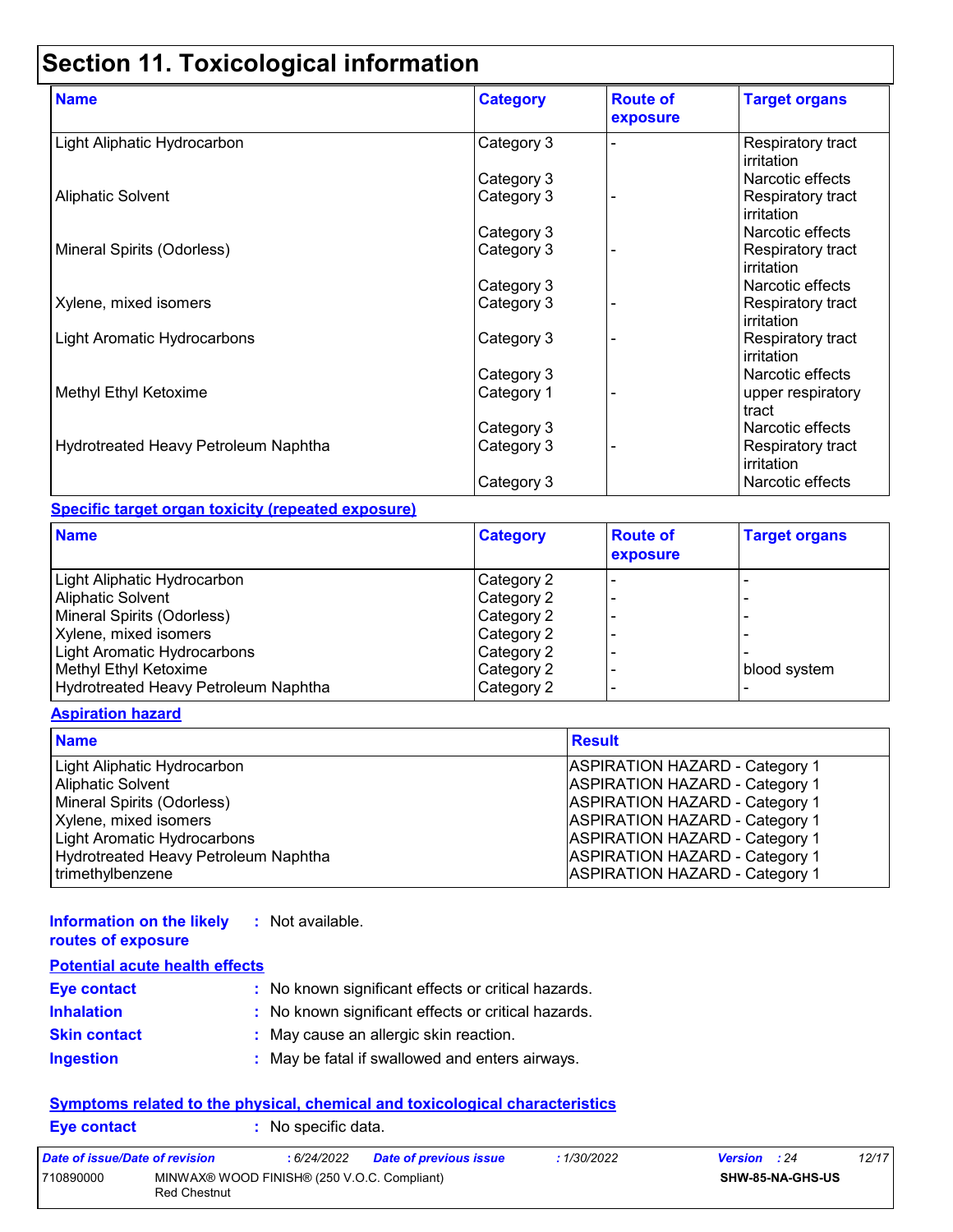# Section 11. Toxicological information

| Name | Category | Route of exposure | Target organs |
| --- | --- | --- | --- |
| Light Aliphatic Hydrocarbon | Category 3 | - | Respiratory tract irritation |
| | Category 3 | | Narcotic effects |
| Aliphatic Solvent | Category 3 | - | Respiratory tract irritation |
| | Category 3 | | Narcotic effects |
| Mineral Spirits (Odorless) | Category 3 | - | Respiratory tract irritation |
| | Category 3 | | Narcotic effects |
| Xylene, mixed isomers | Category 3 | - | Respiratory tract irritation |
| Light Aromatic Hydrocarbons | Category 3 | - | Respiratory tract irritation |
| | Category 3 | | Narcotic effects |
| Methyl Ethyl Ketoxime | Category 1 | - | upper respiratory tract |
| | Category 3 | | Narcotic effects |
| Hydrotreated Heavy Petroleum Naphtha | Category 3 | - | Respiratory tract irritation |
| | Category 3 | | Narcotic effects |

**Specific target organ toxicity (repeated exposure)**

| Name | Category | Route of exposure | Target organs |
| --- | --- | --- | --- |
| Light Aliphatic Hydrocarbon | Category 2 | - | - |
| Aliphatic Solvent | Category 2 | - | - |
| Mineral Spirits (Odorless) | Category 2 | - | - |
| Xylene, mixed isomers | Category 2 | - | - |
| Light Aromatic Hydrocarbons | Category 2 | - | - |
| Methyl Ethyl Ketoxime | Category 2 | - | blood system |
| Hydrotreated Heavy Petroleum Naphtha | Category 2 | - | - |

**Aspiration hazard**

| Name | Result |
| --- | --- |
| Light Aliphatic Hydrocarbon | ASPIRATION HAZARD - Category 1 |
| Aliphatic Solvent | ASPIRATION HAZARD - Category 1 |
| Mineral Spirits (Odorless) | ASPIRATION HAZARD - Category 1 |
| Xylene, mixed isomers | ASPIRATION HAZARD - Category 1 |
| Light Aromatic Hydrocarbons | ASPIRATION HAZARD - Category 1 |
| Hydrotreated Heavy Petroleum Naphtha | ASPIRATION HAZARD - Category 1 |
| trimethylbenzene | ASPIRATION HAZARD - Category 1 |

**Information on the likely routes of exposure** : Not available.

**Potential acute health effects**

**Eye contact** : No known significant effects or critical hazards.

**Inhalation** : No known significant effects or critical hazards.

**Skin contact** : May cause an allergic skin reaction.

**Ingestion** : May be fatal if swallowed and enters airways.

**Symptoms related to the physical, chemical and toxicological characteristics**

**Eye contact** : No specific data.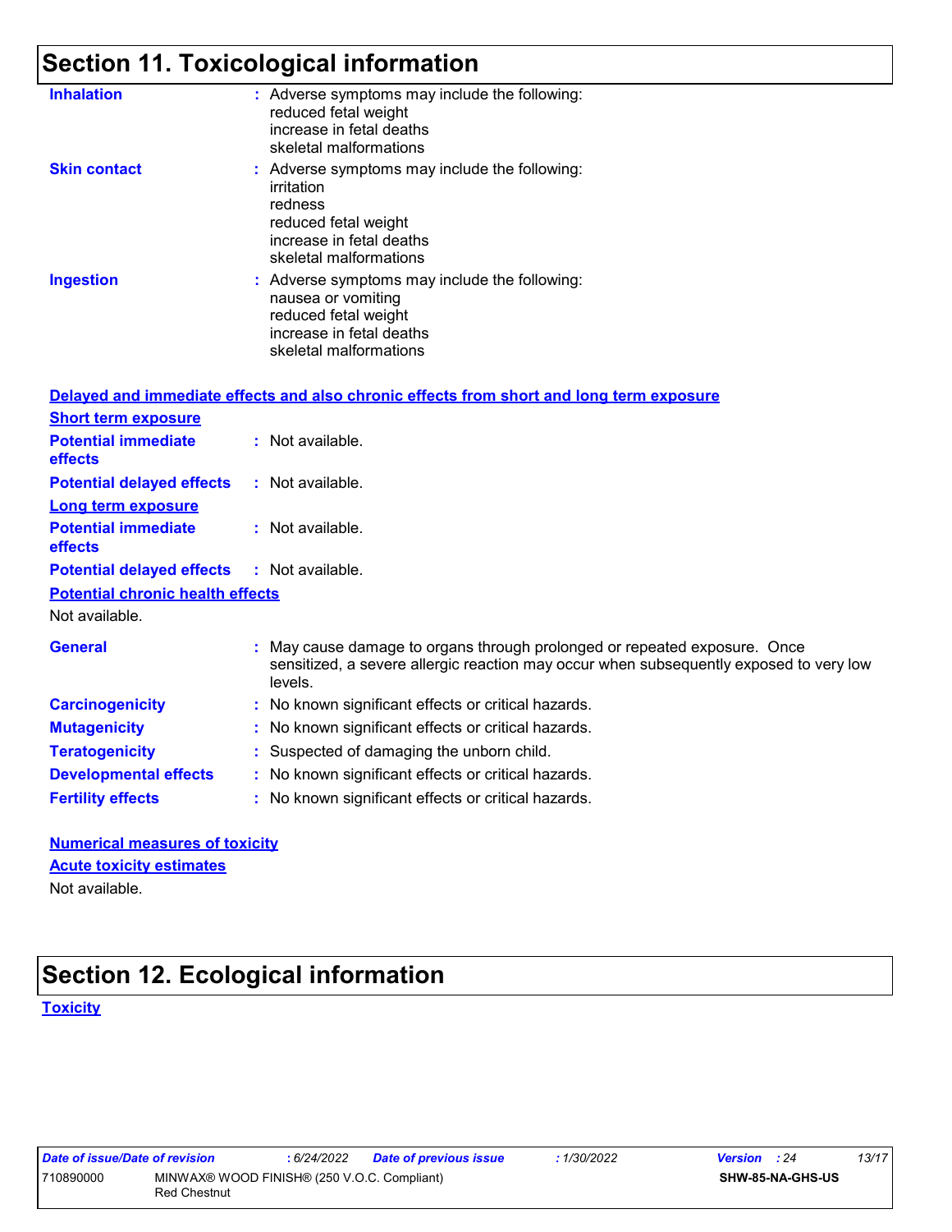## Section 11. Toxicological information

**Inhalation** : Adverse symptoms may include the following:
reduced fetal weight
increase in fetal deaths
skeletal malformations

**Skin contact** : Adverse symptoms may include the following:
irritation
redness
reduced fetal weight
increase in fetal deaths
skeletal malformations

**Ingestion** : Adverse symptoms may include the following:
nausea or vomiting
reduced fetal weight
increase in fetal deaths
skeletal malformations

**Delayed and immediate effects and also chronic effects from short and long term exposure**

**Short term exposure**

**Potential immediate effects** : Not available.

**Potential delayed effects** : Not available.

**Long term exposure**

**Potential immediate effects** : Not available.

**Potential delayed effects** : Not available.

**Potential chronic health effects**

Not available.

**General** : May cause damage to organs through prolonged or repeated exposure. Once sensitized, a severe allergic reaction may occur when subsequently exposed to very low levels.

**Carcinogenicity** : No known significant effects or critical hazards.

**Mutagenicity** : No known significant effects or critical hazards.

**Teratogenicity** : Suspected of damaging the unborn child.

**Developmental effects** : No known significant effects or critical hazards.

**Fertility effects** : No known significant effects or critical hazards.

**Numerical measures of toxicity**

**Acute toxicity estimates**

Not available.

## Section 12. Ecological information

**Toxicity**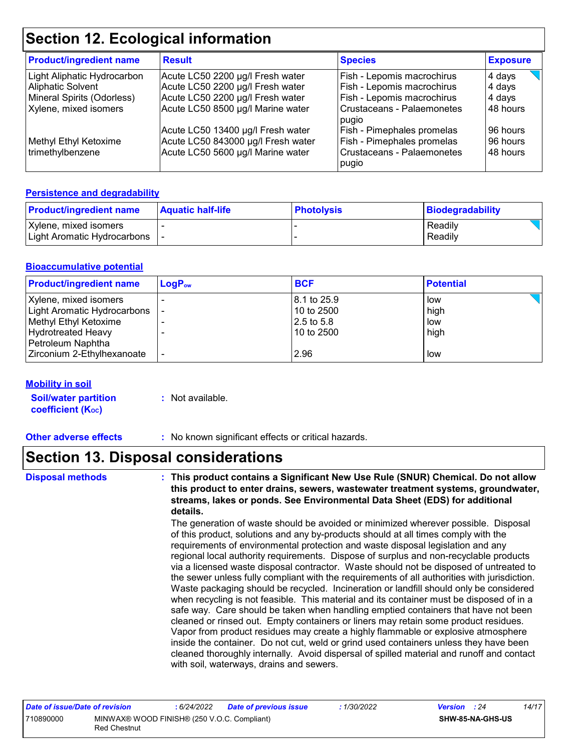# Section 12. Ecological information

| Product/ingredient name | Result | Species | Exposure |
|---|---|---|---|
| Light Aliphatic Hydrocarbon | Acute LC50 2200 µg/l Fresh water | Fish - Lepomis macrochirus | 4 days |
| Aliphatic Solvent | Acute LC50 2200 µg/l Fresh water | Fish - Lepomis macrochirus | 4 days |
| Mineral Spirits (Odorless) | Acute LC50 2200 µg/l Fresh water | Fish - Lepomis macrochirus | 4 days |
| Xylene, mixed isomers | Acute LC50 8500 µg/l Marine water | Crustaceans - Palaemonetes pugio | 48 hours |
| | Acute LC50 13400 µg/l Fresh water | Fish - Pimephales promelas | 96 hours |
| Methyl Ethyl Ketoxime | Acute LC50 843000 µg/l Fresh water | Fish - Pimephales promelas | 96 hours |
| trimethylbenzene | Acute LC50 5600 µg/l Marine water | Crustaceans - Palaemonetes pugio | 48 hours |

## Persistence and degradability

| Product/ingredient name | Aquatic half-life | Photolysis | Biodegradability |
|---|---|---|---|
| Xylene, mixed isomers | - | - | Readily |
| Light Aromatic Hydrocarbons | - | - | Readily |

## Bioaccumulative potential

| Product/ingredient name | $LogP_{ow}$ | BCF | Potential |
|---|---|---|---|
| Xylene, mixed isomers | - | 8.1 to 25.9 | low |
| Light Aromatic Hydrocarbons | - | 10 to 2500 | high |
| Methyl Ethyl Ketoxime | - | 2.5 to 5.8 | low |
| Hydrotreated Heavy Petroleum Naphtha | - | 10 to 2500 | high |
| Zirconium 2-Ethylhexanoate | - | 2.96 | low |

## Mobility in soil

**Soil/water partition coefficient ($K_{OC}$)** : Not available.

**Other adverse effects** : No known significant effects or critical hazards.

# Section 13. Disposal considerations

**Disposal methods** : **This product contains a Significant New Use Rule (SNUR) Chemical. Do not allow this product to enter drains, sewers, wastewater treatment systems, groundwater, streams, lakes or ponds. See Environmental Data Sheet (EDS) for additional details.**

The generation of waste should be avoided or minimized wherever possible. Disposal of this product, solutions and any by-products should at all times comply with the requirements of environmental protection and waste disposal legislation and any regional local authority requirements. Dispose of surplus and non-recyclable products via a licensed waste disposal contractor. Waste should not be disposed of untreated to the sewer unless fully compliant with the requirements of all authorities with jurisdiction. Waste packaging should be recycled. Incineration or landfill should only be considered when recycling is not feasible. This material and its container must be disposed of in a safe way. Care should be taken when handling emptied containers that have not been cleaned or rinsed out. Empty containers or liners may retain some product residues. Vapor from product residues may create a highly flammable or explosive atmosphere inside the container. Do not cut, weld or grind used containers unless they have been cleaned thoroughly internally. Avoid dispersal of spilled material and runoff and contact with soil, waterways, drains and sewers.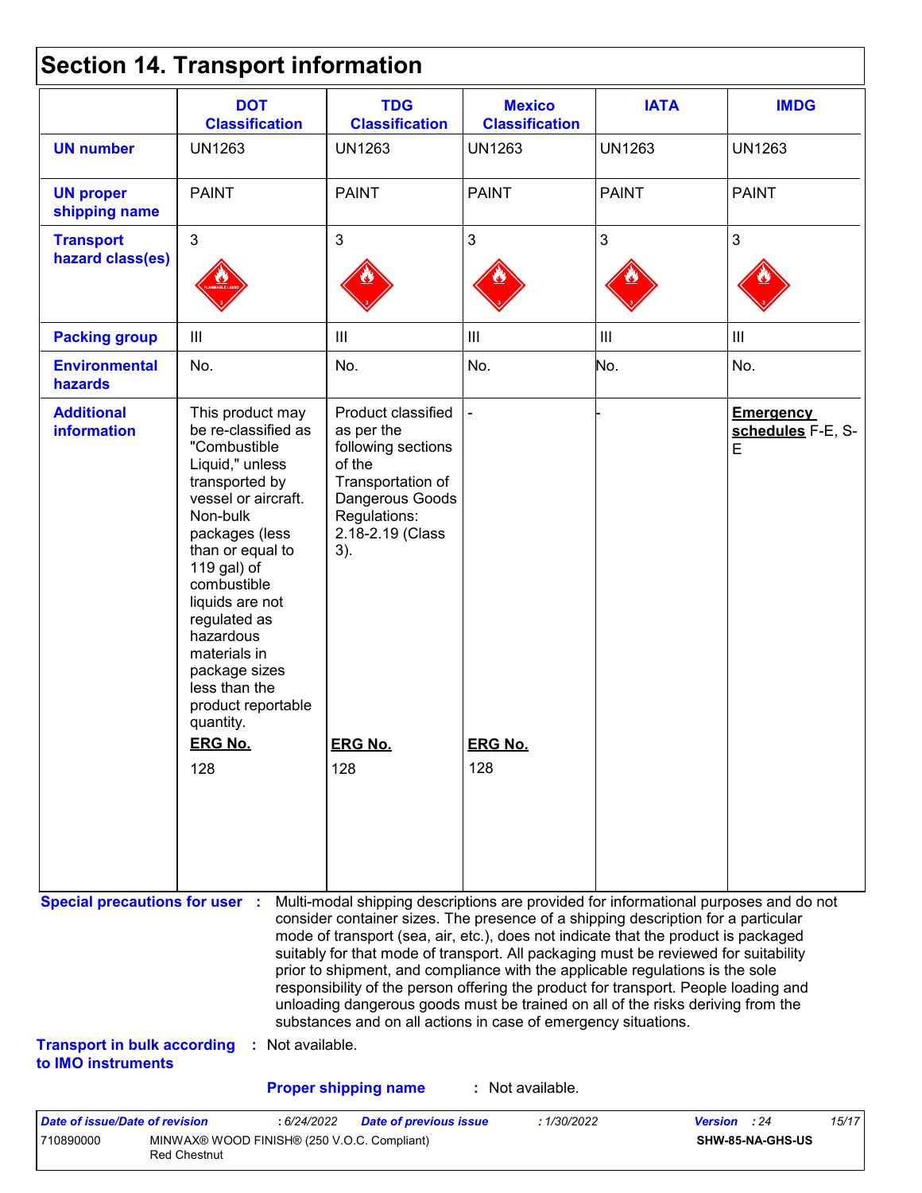# Section 14. Transport information

| | DOT Classification | TDG Classification | Mexico Classification | IATA | IMDG |
|---|---|---|---|---|---|
| **UN number** | UN1263 | UN1263 | UN1263 | UN1263 | UN1263 |
| **UN proper shipping name** | PAINT | PAINT | PAINT | PAINT | PAINT |
| **Transport hazard class(es)** | 3 | 3 | 3 | 3 | 3 |
| **Packing group** | III | III | III | III | III |
| **Environmental hazards** | No. | No. | No. | No. | No. |
| **Additional information** | This product may be re-classified as "Combustible Liquid," unless transported by vessel or aircraft. Non-bulk packages (less than or equal to 119 gal) of combustible liquids are not regulated as hazardous materials in package sizes less than the product reportable quantity. **ERG No.** 128 | Product classified as per the following sections of the Transportation of Dangerous Goods Regulations: 2.18-2.19 (Class 3). **ERG No.** 128 | - **ERG No.** 128 | - | **Emergency schedules** F-E, S-E |

**Special precautions for user** : Multi-modal shipping descriptions are provided for informational purposes and do not consider container sizes. The presence of a shipping description for a particular mode of transport (sea, air, etc.), does not indicate that the product is packaged suitably for that mode of transport. All packaging must be reviewed for suitability prior to shipment, and compliance with the applicable regulations is the sole responsibility of the person offering the product for transport. People loading and unloading dangerous goods must be trained on all of the risks deriving from the substances and on all actions in case of emergency situations.

**Transport in bulk according to IMO instruments** : Not available.

**Proper shipping name** : Not available.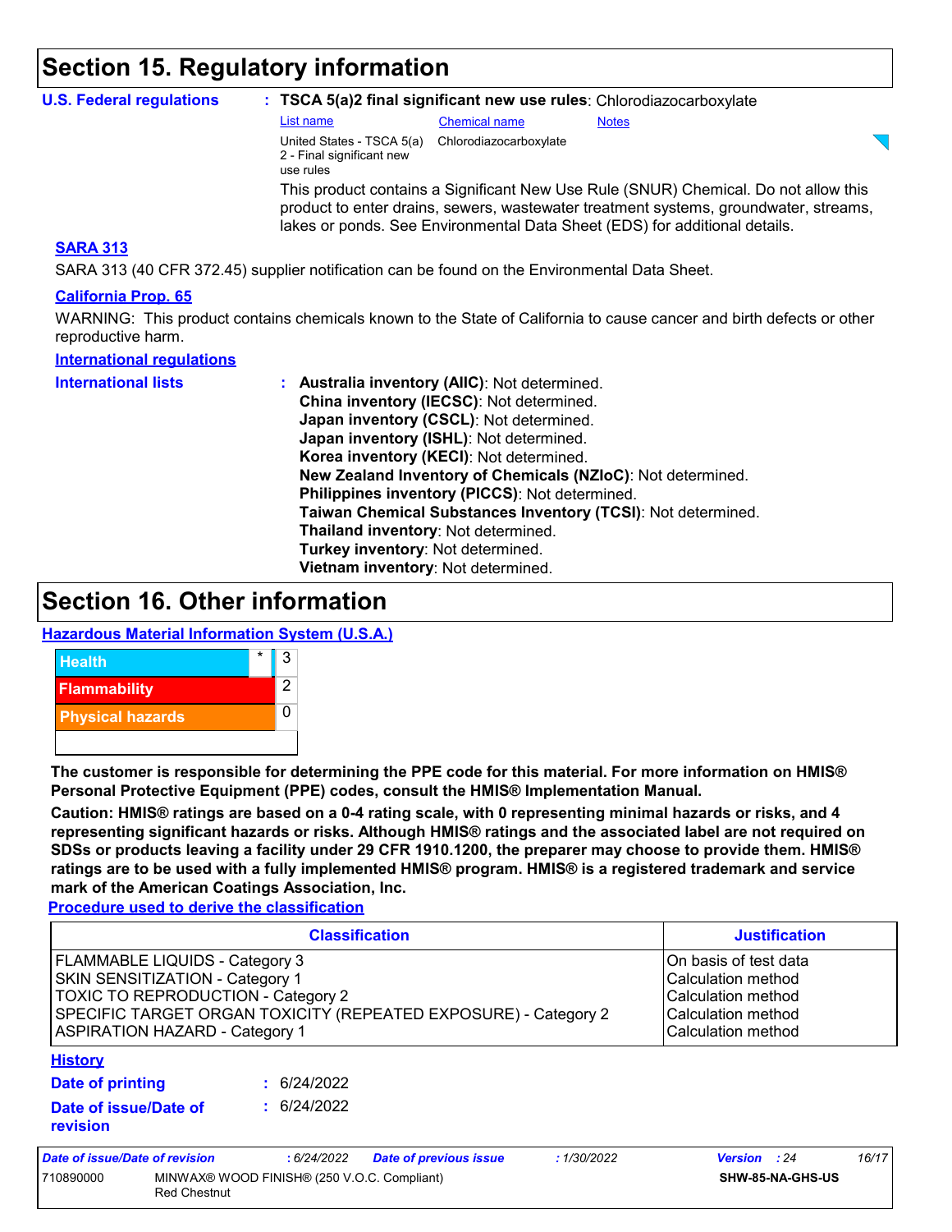## Section 15. Regulatory information

**U.S. Federal regulations** : **TSCA 5(a)2 final significant new use rules**: Chlorodiazocarboxylate

| List name | Chemical name | Notes |
|---|---|---|
| United States - TSCA 5(a) 2 - Final significant new use rules | Chlorodiazocarboxylate | |

This product contains a Significant New Use Rule (SNUR) Chemical. Do not allow this product to enter drains, sewers, wastewater treatment systems, groundwater, streams, lakes or ponds. See Environmental Data Sheet (EDS) for additional details.

**SARA 313**

SARA 313 (40 CFR 372.45) supplier notification can be found on the Environmental Data Sheet.

**California Prop. 65**

WARNING: This product contains chemicals known to the State of California to cause cancer and birth defects or other reproductive harm.

**International regulations**

**International lists** :
**Australia inventory (AIIC)**: Not determined.
**China inventory (IECSC)**: Not determined.
**Japan inventory (CSCL)**: Not determined.
**Japan inventory (ISHL)**: Not determined.
**Korea inventory (KECI)**: Not determined.
**New Zealand Inventory of Chemicals (NZIoC)**: Not determined.
**Philippines inventory (PICCS)**: Not determined.
**Taiwan Chemical Substances Inventory (TCSI)**: Not determined.
**Thailand inventory**: Not determined.
**Turkey inventory**: Not determined.
**Vietnam inventory**: Not determined.

## Section 16. Other information

**Hazardous Material Information System (U.S.A.)**

| | |
|---|---|
| Health * | 3 |
| Flammability | 2 |
| Physical hazards | 0 |

**The customer is responsible for determining the PPE code for this material. For more information on HMIS® Personal Protective Equipment (PPE) codes, consult the HMIS® Implementation Manual.**

**Caution: HMIS® ratings are based on a 0-4 rating scale, with 0 representing minimal hazards or risks, and 4 representing significant hazards or risks. Although HMIS® ratings and the associated label are not required on SDSs or products leaving a facility under 29 CFR 1910.1200, the preparer may choose to provide them. HMIS® ratings are to be used with a fully implemented HMIS® program. HMIS® is a registered trademark and service mark of the American Coatings Association, Inc.**

**Procedure used to derive the classification**

| Classification | Justification |
|---|---|
| FLAMMABLE LIQUIDS - Category 3 | On basis of test data |
| SKIN SENSITIZATION - Category 1 | Calculation method |
| TOXIC TO REPRODUCTION - Category 2 | Calculation method |
| SPECIFIC TARGET ORGAN TOXICITY (REPEATED EXPOSURE) - Category 2 | Calculation method |
| ASPIRATION HAZARD - Category 1 | Calculation method |

**History**

**Date of printing** : 6/24/2022

**Date of issue/Date of revision** : 6/24/2022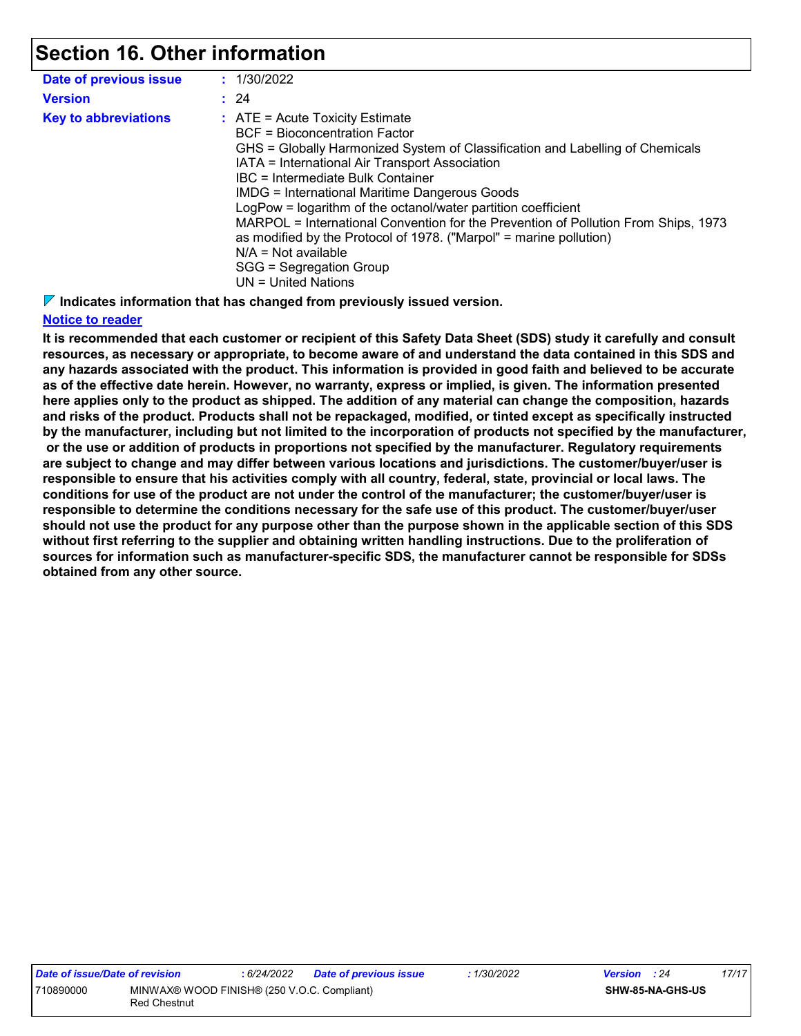# Section 16. Other information

**Date of previous issue** : 1/30/2022

**Version** : 24

**Key to abbreviations** : ATE = Acute Toxicity Estimate
BCF = Bioconcentration Factor
GHS = Globally Harmonized System of Classification and Labelling of Chemicals
IATA = International Air Transport Association
IBC = Intermediate Bulk Container
IMDG = International Maritime Dangerous Goods
LogPow = logarithm of the octanol/water partition coefficient
MARPOL = International Convention for the Prevention of Pollution From Ships, 1973 as modified by the Protocol of 1978. ("Marpol" = marine pollution)
N/A = Not available
SGG = Segregation Group
UN = United Nations

**Indicates information that has changed from previously issued version.**

**Notice to reader**

**It is recommended that each customer or recipient of this Safety Data Sheet (SDS) study it carefully and consult resources, as necessary or appropriate, to become aware of and understand the data contained in this SDS and any hazards associated with the product. This information is provided in good faith and believed to be accurate as of the effective date herein. However, no warranty, express or implied, is given. The information presented here applies only to the product as shipped. The addition of any material can change the composition, hazards and risks of the product. Products shall not be repackaged, modified, or tinted except as specifically instructed by the manufacturer, including but not limited to the incorporation of products not specified by the manufacturer, or the use or addition of products in proportions not specified by the manufacturer. Regulatory requirements are subject to change and may differ between various locations and jurisdictions. The customer/buyer/user is responsible to ensure that his activities comply with all country, federal, state, provincial or local laws. The conditions for use of the product are not under the control of the manufacturer; the customer/buyer/user is responsible to determine the conditions necessary for the safe use of this product. The customer/buyer/user should not use the product for any purpose other than the purpose shown in the applicable section of this SDS without first referring to the supplier and obtaining written handling instructions. Due to the proliferation of sources for information such as manufacturer-specific SDS, the manufacturer cannot be responsible for SDSs obtained from any other source.**